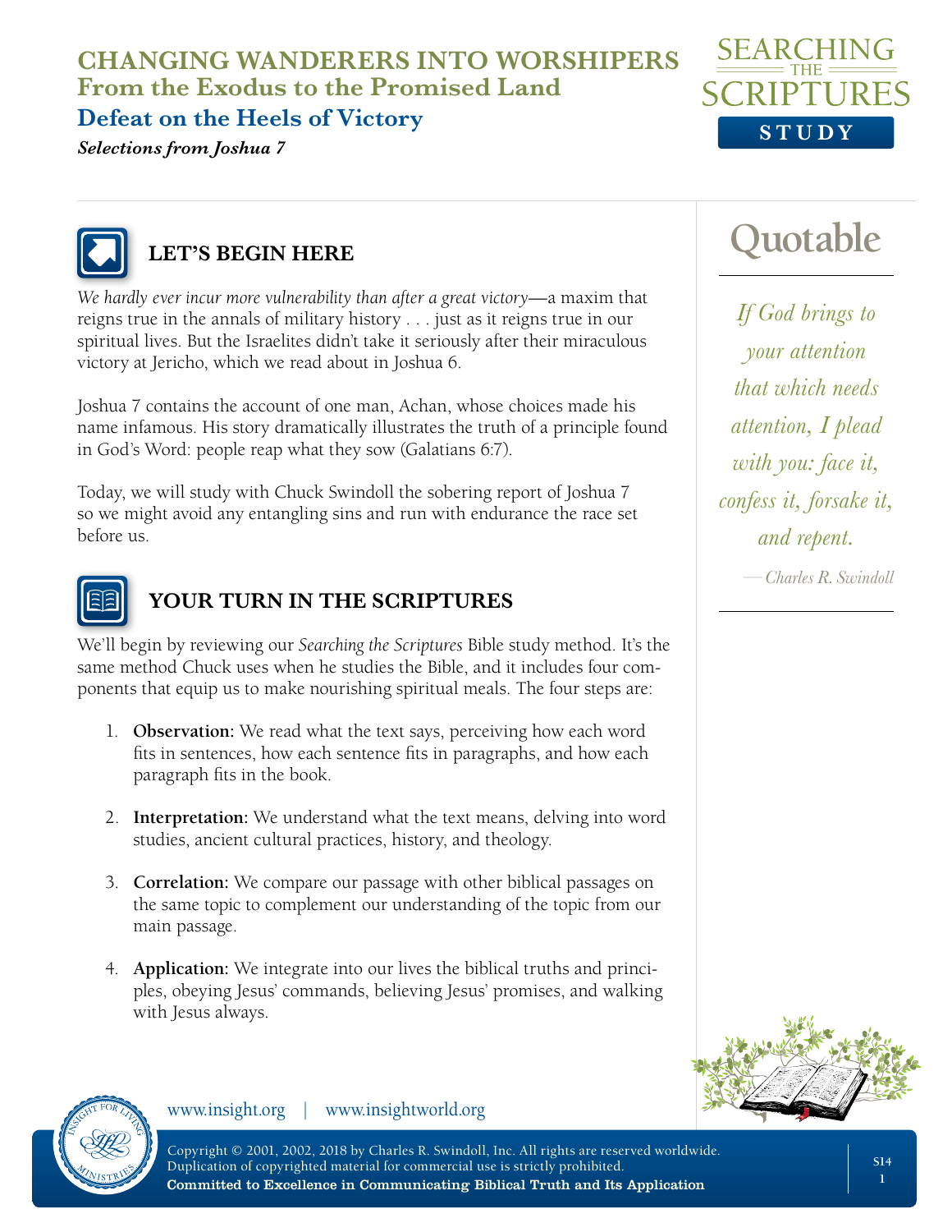# CHANGING WANDERERS INTO WORSHIPERS

## From the Exodus to the Promised Land

### Defeat on the Heels of Victory

***Selections from Joshua 7***

## LET'S BEGIN HERE

*We hardly ever incur more vulnerability than after a great victory*—a maxim that reigns true in the annals of military history . . . just as it reigns true in our spiritual lives. But the Israelites didn't take it seriously after their miraculous victory at Jericho, which we read about in Joshua 6.

Joshua 7 contains the account of one man, Achan, whose choices made his name infamous. His story dramatically illustrates the truth of a principle found in God's Word: people reap what they sow (Galatians 6:7).

Today, we will study with Chuck Swindoll the sobering report of Joshua 7 so we might avoid any entangling sins and run with endurance the race set before us.

## Quotable

*If God brings to your attention that which needs attention, I plead with you: face it, confess it, forsake it, and repent.*

*—Charles R. Swindoll*

## YOUR TURN IN THE SCRIPTURES

We'll begin by reviewing our *Searching the Scriptures* Bible study method. It's the same method Chuck uses when he studies the Bible, and it includes four components that equip us to make nourishing spiritual meals. The four steps are:

1. **Observation:** We read what the text says, perceiving how each word fits in sentences, how each sentence fits in paragraphs, and how each paragraph fits in the book.
2. **Interpretation:** We understand what the text means, delving into word studies, ancient cultural practices, history, and theology.
3. **Correlation:** We compare our passage with other biblical passages on the same topic to complement our understanding of the topic from our main passage.
4. **Application:** We integrate into our lives the biblical truths and principles, obeying Jesus' commands, believing Jesus' promises, and walking with Jesus always.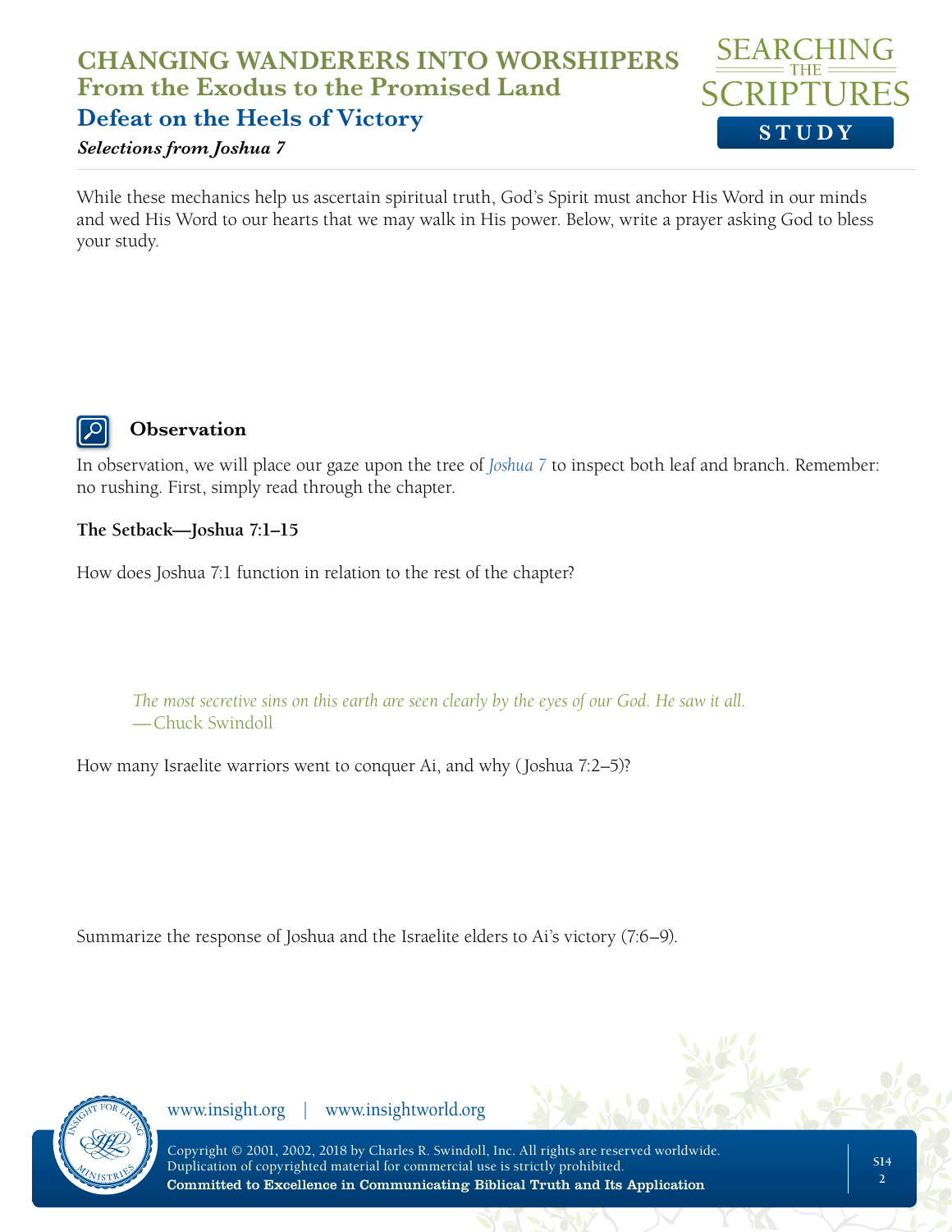While these mechanics help us ascertain spiritual truth, God's Spirit must anchor His Word in our minds and wed His Word to our hearts that we may walk in His power. Below, write a prayer asking God to bless your study.

## Observation

In observation, we will place our gaze upon the tree of *Joshua 7* to inspect both leaf and branch. Remember: no rushing. First, simply read through the chapter.

**The Setback—Joshua 7:1–15**

How does Joshua 7:1 function in relation to the rest of the chapter?

> *The most secretive sins on this earth are seen clearly by the eyes of our God. He saw it all.*
> —Chuck Swindoll

How many Israelite warriors went to conquer Ai, and why (Joshua 7:2–5)?

Summarize the response of Joshua and the Israelite elders to Ai's victory (7:6–9).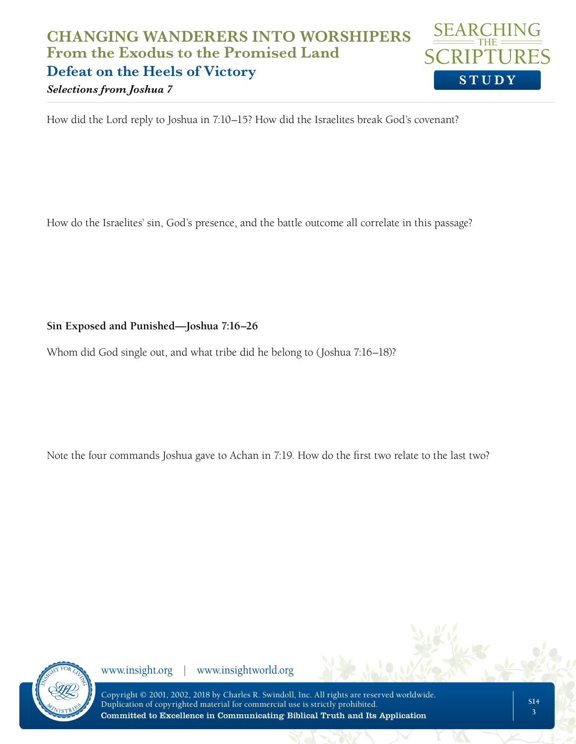How did the Lord reply to Joshua in 7:10–15? How did the Israelites break God's covenant?

How do the Israelites' sin, God's presence, and the battle outcome all correlate in this passage?

**Sin Exposed and Punished—Joshua 7:16–26**

Whom did God single out, and what tribe did he belong to (Joshua 7:16–18)?

Note the four commands Joshua gave to Achan in 7:19. How do the first two relate to the last two?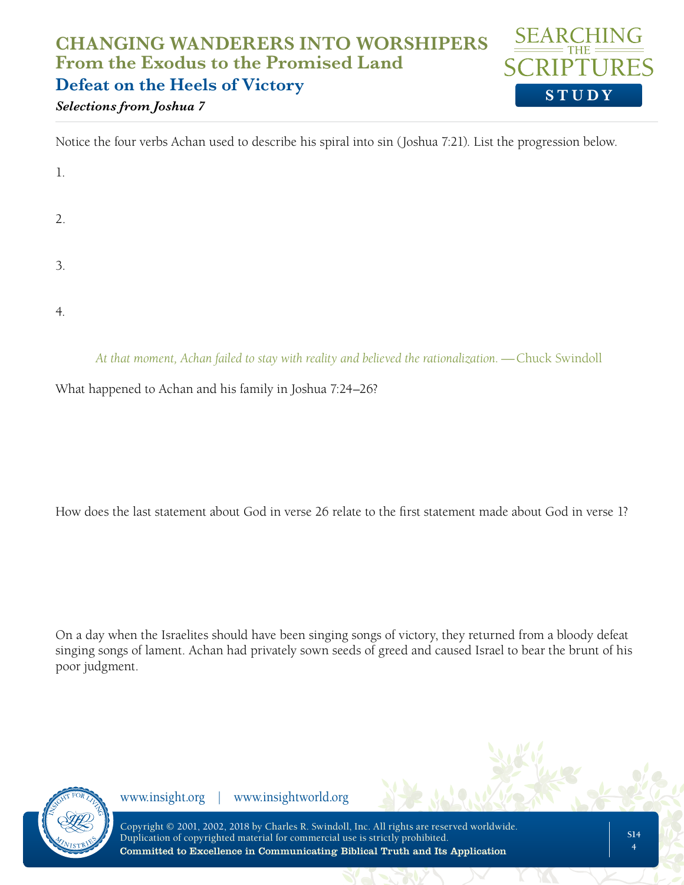# CHANGING WANDERERS INTO WORSHIPERS
## From the Exodus to the Promised Land
## Defeat on the Heels of Victory
***Selections from Joshua 7***

Notice the four verbs Achan used to describe his spiral into sin (Joshua 7:21). List the progression below.

1.

2.

3.

4.

*At that moment, Achan failed to stay with reality and believed the rationalization.* —Chuck Swindoll

What happened to Achan and his family in Joshua 7:24–26?

How does the last statement about God in verse 26 relate to the first statement made about God in verse 1?

On a day when the Israelites should have been singing songs of victory, they returned from a bloody defeat singing songs of lament. Achan had privately sown seeds of greed and caused Israel to bear the brunt of his poor judgment.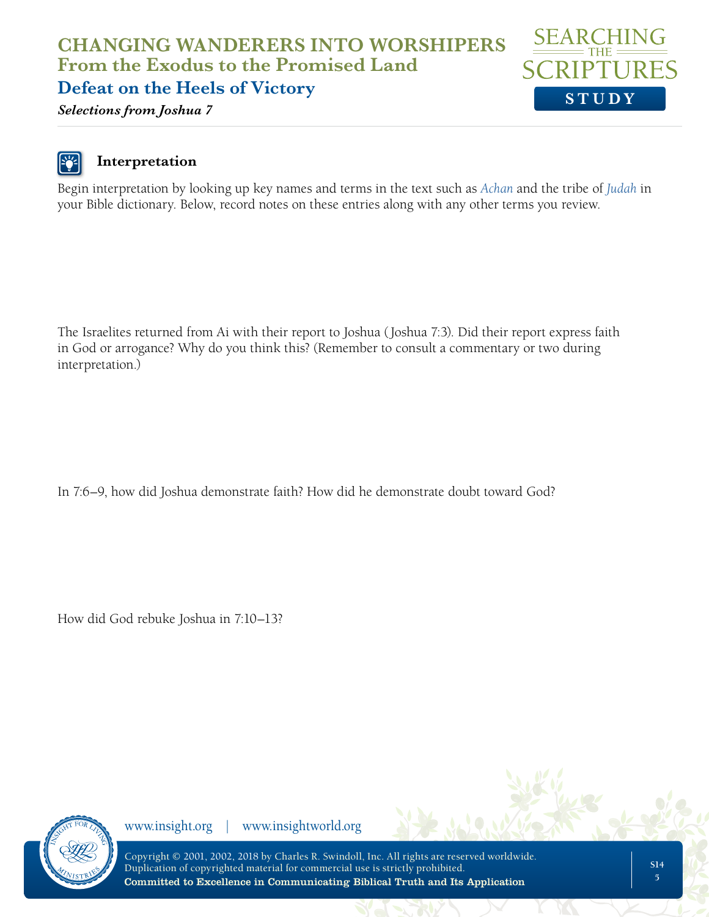## Interpretation

Begin interpretation by looking up key names and terms in the text such as *Achan* and the tribe of *Judah* in your Bible dictionary. Below, record notes on these entries along with any other terms you review.

The Israelites returned from Ai with their report to Joshua (Joshua 7:3). Did their report express faith in God or arrogance? Why do you think this? (Remember to consult a commentary or two during interpretation.)

In 7:6–9, how did Joshua demonstrate faith? How did he demonstrate doubt toward God?

How did God rebuke Joshua in 7:10–13?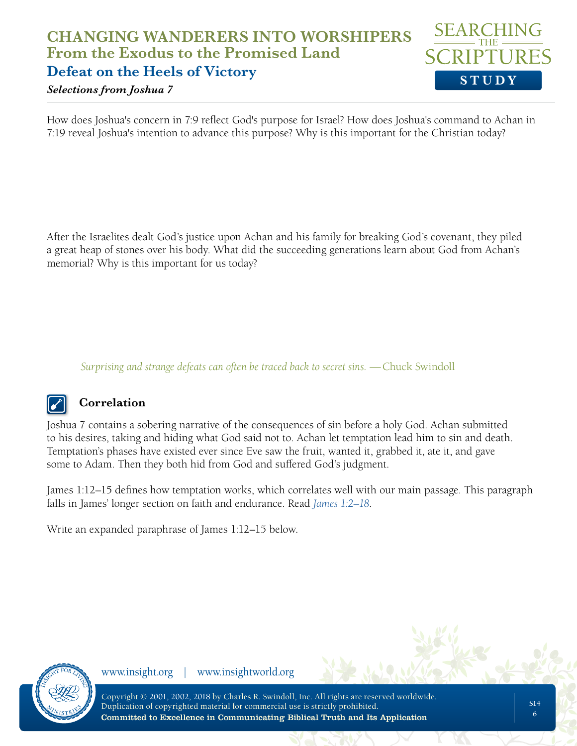How does Joshua's concern in 7:9 reflect God's purpose for Israel? How does Joshua's command to Achan in 7:19 reveal Joshua's intention to advance this purpose? Why is this important for the Christian today?

After the Israelites dealt God's justice upon Achan and his family for breaking God's covenant, they piled a great heap of stones over his body. What did the succeeding generations learn about God from Achan's memorial? Why is this important for us today?

*Surprising and strange defeats can often be traced back to secret sins.* —Chuck Swindoll

## Correlation

Joshua 7 contains a sobering narrative of the consequences of sin before a holy God. Achan submitted to his desires, taking and hiding what God said not to. Achan let temptation lead him to sin and death. Temptation's phases have existed ever since Eve saw the fruit, wanted it, grabbed it, ate it, and gave some to Adam. Then they both hid from God and suffered God's judgment.

James 1:12–15 defines how temptation works, which correlates well with our main passage. This paragraph falls in James' longer section on faith and endurance. Read *James 1:2–18*.

Write an expanded paraphrase of James 1:12–15 below.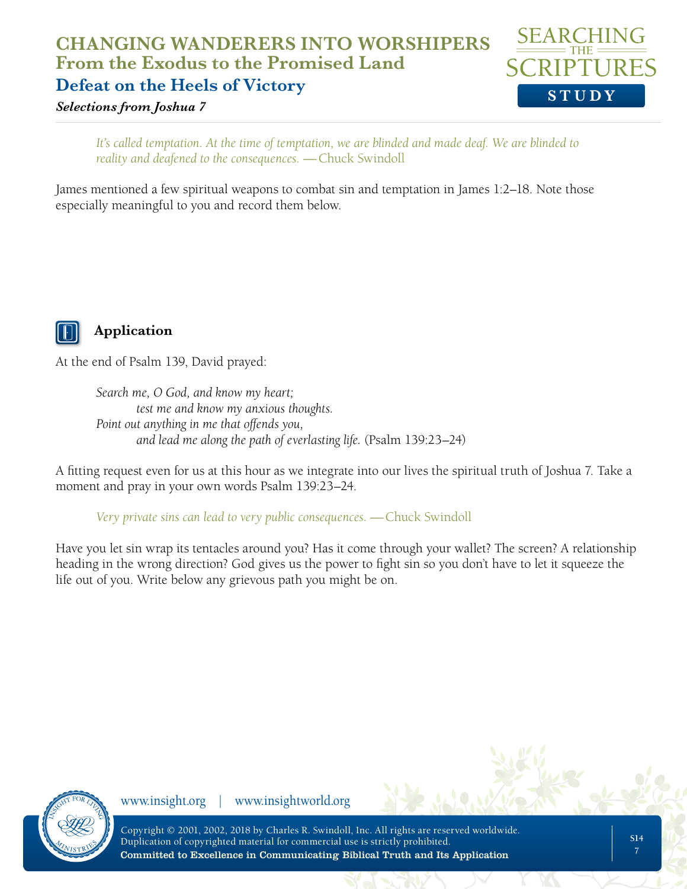*It's called temptation. At the time of temptation, we are blinded and made deaf. We are blinded to reality and deafened to the consequences.* —Chuck Swindoll

James mentioned a few spiritual weapons to combat sin and temptation in James 1:2–18. Note those especially meaningful to you and record them below.

## Application

At the end of Psalm 139, David prayed:

> *Search me, O God, and know my heart;*
> *test me and know my anxious thoughts.*
> *Point out anything in me that offends you,*
> *and lead me along the path of everlasting life.* (Psalm 139:23–24)

A fitting request even for us at this hour as we integrate into our lives the spiritual truth of Joshua 7. Take a moment and pray in your own words Psalm 139:23–24.

*Very private sins can lead to very public consequences.* —Chuck Swindoll

Have you let sin wrap its tentacles around you? Has it come through your wallet? The screen? A relationship heading in the wrong direction? God gives us the power to fight sin so you don't have to let it squeeze the life out of you. Write below any grievous path you might be on.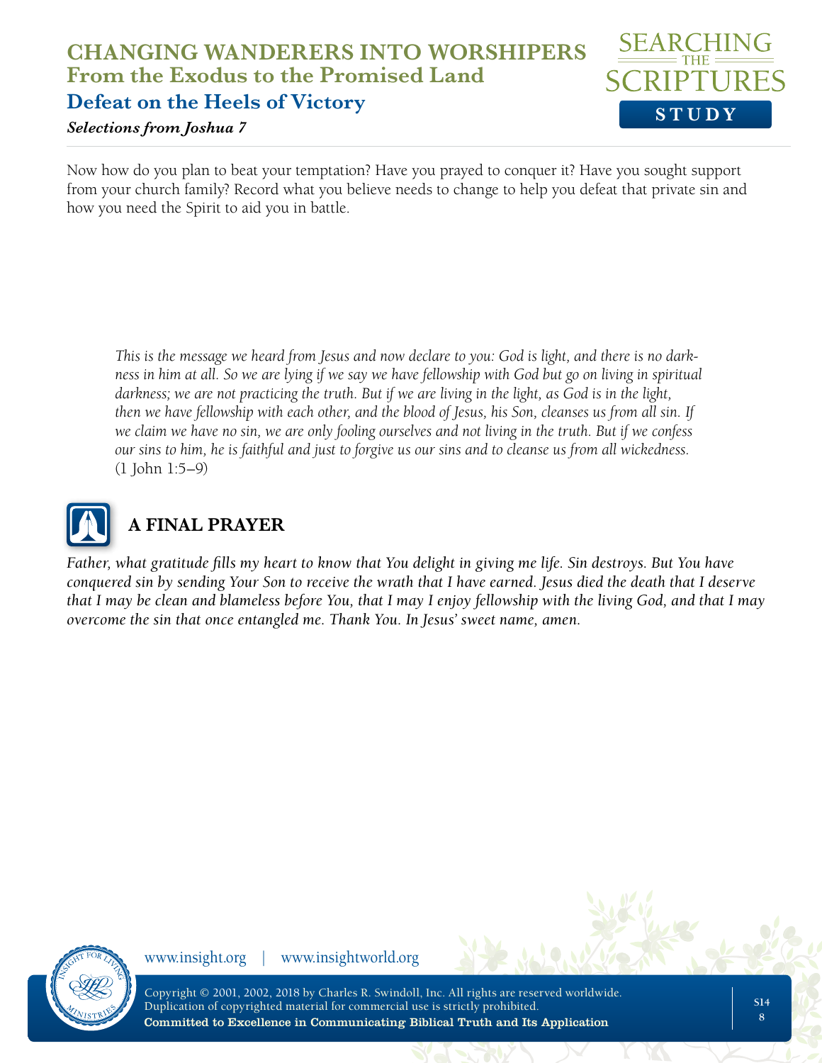Now how do you plan to beat your temptation? Have you prayed to conquer it? Have you sought support from your church family? Record what you believe needs to change to help you defeat that private sin and how you need the Spirit to aid you in battle.

> *This is the message we heard from Jesus and now declare to you: God is light, and there is no darkness in him at all. So we are lying if we say we have fellowship with God but go on living in spiritual darkness; we are not practicing the truth. But if we are living in the light, as God is in the light, then we have fellowship with each other, and the blood of Jesus, his Son, cleanses us from all sin. If we claim we have no sin, we are only fooling ourselves and not living in the truth. But if we confess our sins to him, he is faithful and just to forgive us our sins and to cleanse us from all wickedness.* (1 John 1:5–9)

## A FINAL PRAYER

*Father, what gratitude fills my heart to know that You delight in giving me life. Sin destroys. But You have conquered sin by sending Your Son to receive the wrath that I have earned. Jesus died the death that I deserve that I may be clean and blameless before You, that I may I enjoy fellowship with the living God, and that I may overcome the sin that once entangled me. Thank You. In Jesus' sweet name, amen.*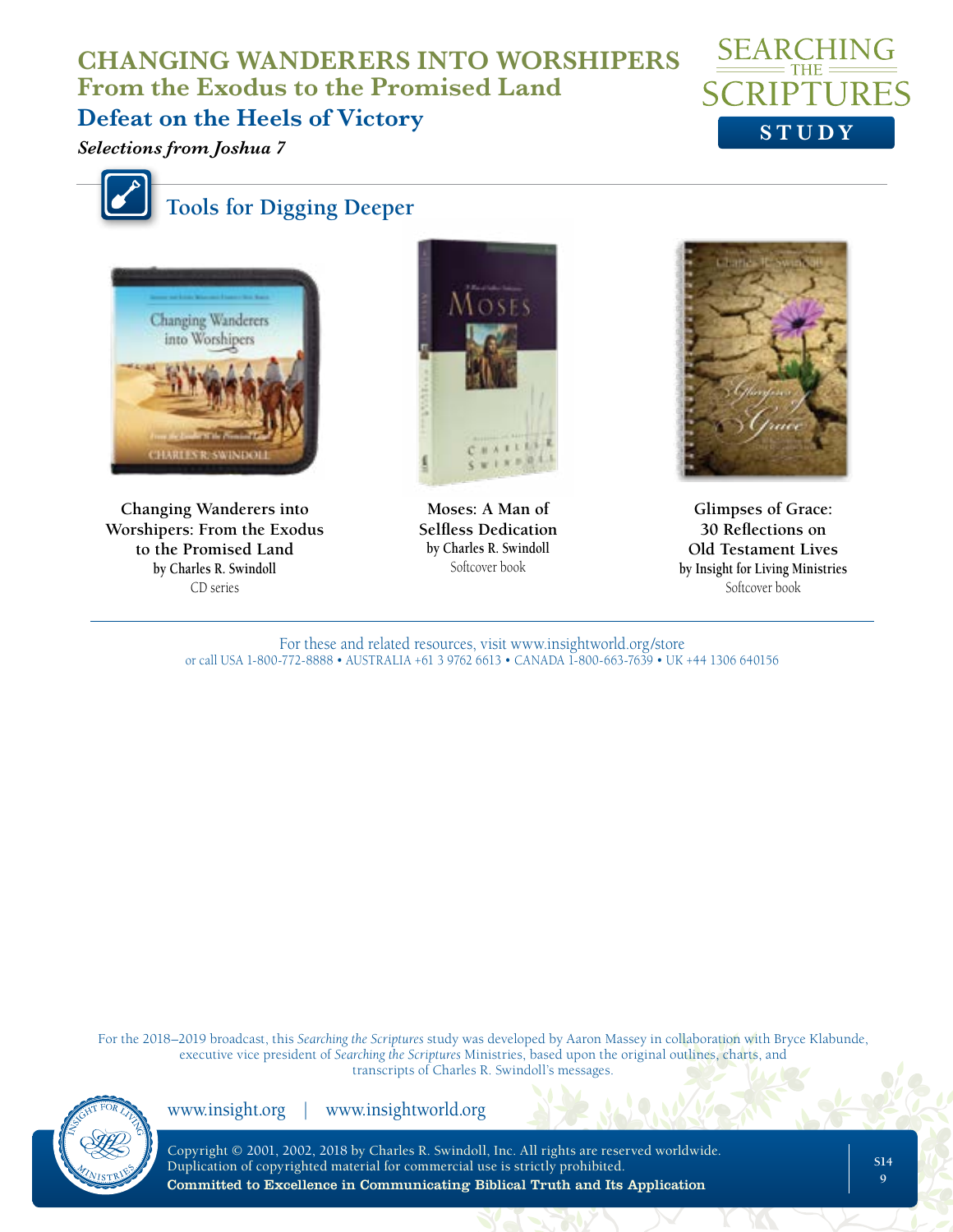# CHANGING WANDERERS INTO WORSHIPERS

## From the Exodus to the Promised Land

## Defeat on the Heels of Victory

*Selections from Joshua 7*

### Tools for Digging Deeper

**Changing Wanderers into Worshipers: From the Exodus to the Promised Land**
by Charles R. Swindoll
CD series

**Moses: A Man of Selfless Dedication**
by Charles R. Swindoll
Softcover book

**Glimpses of Grace: 30 Reflections on Old Testament Lives**
by Insight for Living Ministries
Softcover book

For these and related resources, visit www.insightworld.org/store
or call USA 1-800-772-8888 • AUSTRALIA +61 3 9762 6613 • CANADA 1-800-663-7639 • UK +44 1306 640156

For the 2018–2019 broadcast, this *Searching the Scriptures* study was developed by Aaron Massey in collaboration with Bryce Klabunde, executive vice president of *Searching the Scriptures* Ministries, based upon the original outlines, charts, and transcripts of Charles R. Swindoll's messages.

www.insight.org | www.insightworld.org

Copyright © 2001, 2002, 2018 by Charles R. Swindoll, Inc. All rights are reserved worldwide.
Duplication of copyrighted material for commercial use is strictly prohibited.
**Committed to Excellence in Communicating Biblical Truth and Its Application**